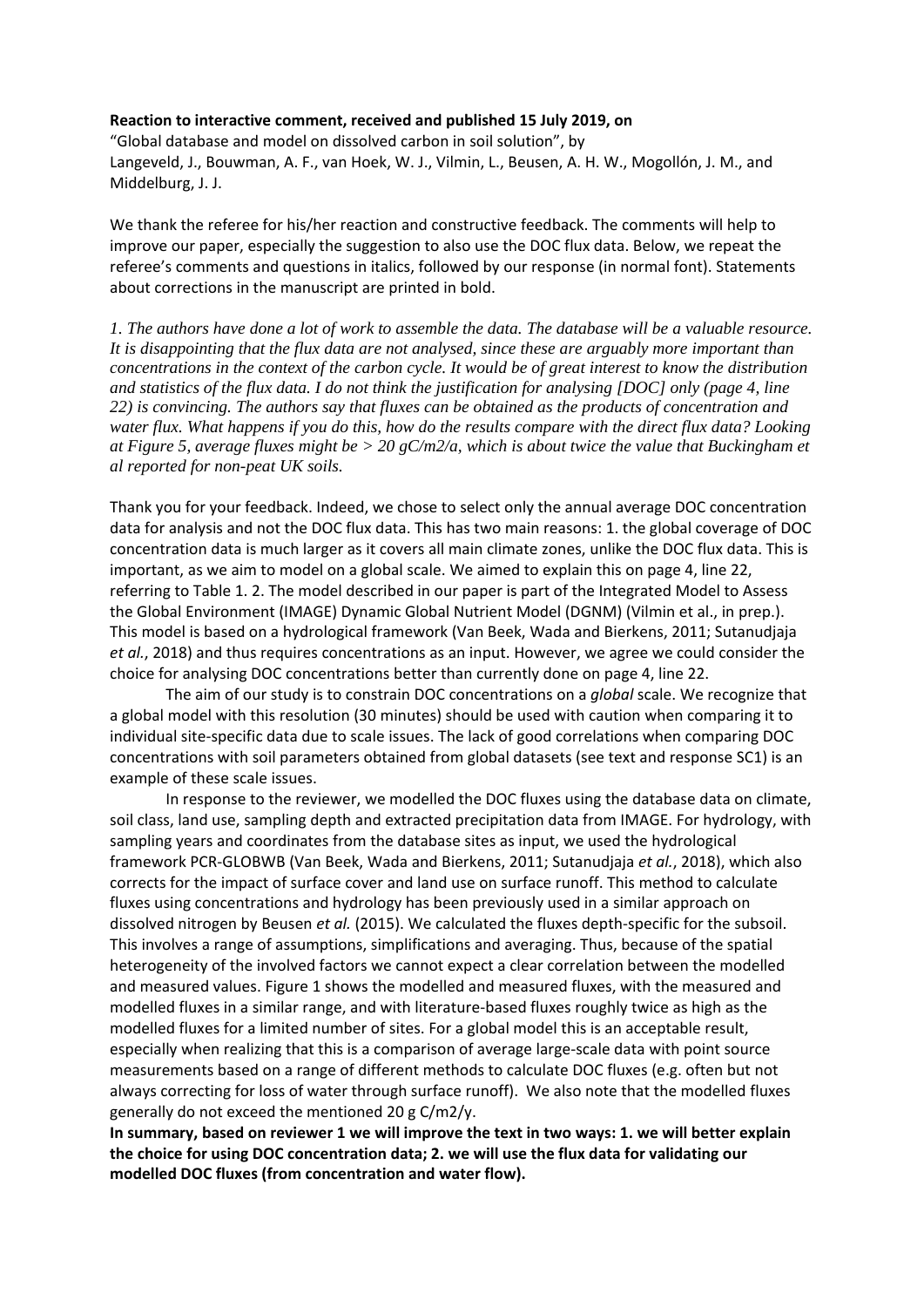**Reaction to interactive comment, received and published 15 July 2019, on**
"Global database and model on dissolved carbon in soil solution", by
Langeveld, J., Bouwman, A. F., van Hoek, W. J., Vilmin, L., Beusen, A. H. W., Mogollón, J. M., and Middelburg, J. J.

We thank the referee for his/her reaction and constructive feedback. The comments will help to improve our paper, especially the suggestion to also use the DOC flux data. Below, we repeat the referee's comments and questions in italics, followed by our response (in normal font). Statements about corrections in the manuscript are printed in bold.

*1. The authors have done a lot of work to assemble the data. The database will be a valuable resource. It is disappointing that the flux data are not analysed, since these are arguably more important than concentrations in the context of the carbon cycle. It would be of great interest to know the distribution and statistics of the flux data. I do not think the justification for analysing [DOC] only (page 4, line 22) is convincing. The authors say that fluxes can be obtained as the products of concentration and water flux. What happens if you do this, how do the results compare with the direct flux data? Looking at Figure 5, average fluxes might be > 20 gC/m2/a, which is about twice the value that Buckingham et al reported for non-peat UK soils.*

Thank you for your feedback. Indeed, we chose to select only the annual average DOC concentration data for analysis and not the DOC flux data. This has two main reasons: 1. the global coverage of DOC concentration data is much larger as it covers all main climate zones, unlike the DOC flux data. This is important, as we aim to model on a global scale. We aimed to explain this on page 4, line 22, referring to Table 1. 2. The model described in our paper is part of the Integrated Model to Assess the Global Environment (IMAGE) Dynamic Global Nutrient Model (DGNM) (Vilmin et al., in prep.). This model is based on a hydrological framework (Van Beek, Wada and Bierkens, 2011; Sutanudjaja *et al.*, 2018) and thus requires concentrations as an input. However, we agree we could consider the choice for analysing DOC concentrations better than currently done on page 4, line 22.

The aim of our study is to constrain DOC concentrations on a *global* scale. We recognize that a global model with this resolution (30 minutes) should be used with caution when comparing it to individual site-specific data due to scale issues. The lack of good correlations when comparing DOC concentrations with soil parameters obtained from global datasets (see text and response SC1) is an example of these scale issues.

In response to the reviewer, we modelled the DOC fluxes using the database data on climate, soil class, land use, sampling depth and extracted precipitation data from IMAGE. For hydrology, with sampling years and coordinates from the database sites as input, we used the hydrological framework PCR-GLOBWB (Van Beek, Wada and Bierkens, 2011; Sutanudjaja *et al.*, 2018), which also corrects for the impact of surface cover and land use on surface runoff. This method to calculate fluxes using concentrations and hydrology has been previously used in a similar approach on dissolved nitrogen by Beusen *et al.* (2015). We calculated the fluxes depth-specific for the subsoil. This involves a range of assumptions, simplifications and averaging. Thus, because of the spatial heterogeneity of the involved factors we cannot expect a clear correlation between the modelled and measured values. Figure 1 shows the modelled and measured fluxes, with the measured and modelled fluxes in a similar range, and with literature-based fluxes roughly twice as high as the modelled fluxes for a limited number of sites. For a global model this is an acceptable result, especially when realizing that this is a comparison of average large-scale data with point source measurements based on a range of different methods to calculate DOC fluxes (e.g. often but not always correcting for loss of water through surface runoff). We also note that the modelled fluxes generally do not exceed the mentioned 20 g C/m2/y.

**In summary, based on reviewer 1 we will improve the text in two ways: 1. we will better explain the choice for using DOC concentration data; 2. we will use the flux data for validating our modelled DOC fluxes (from concentration and water flow).**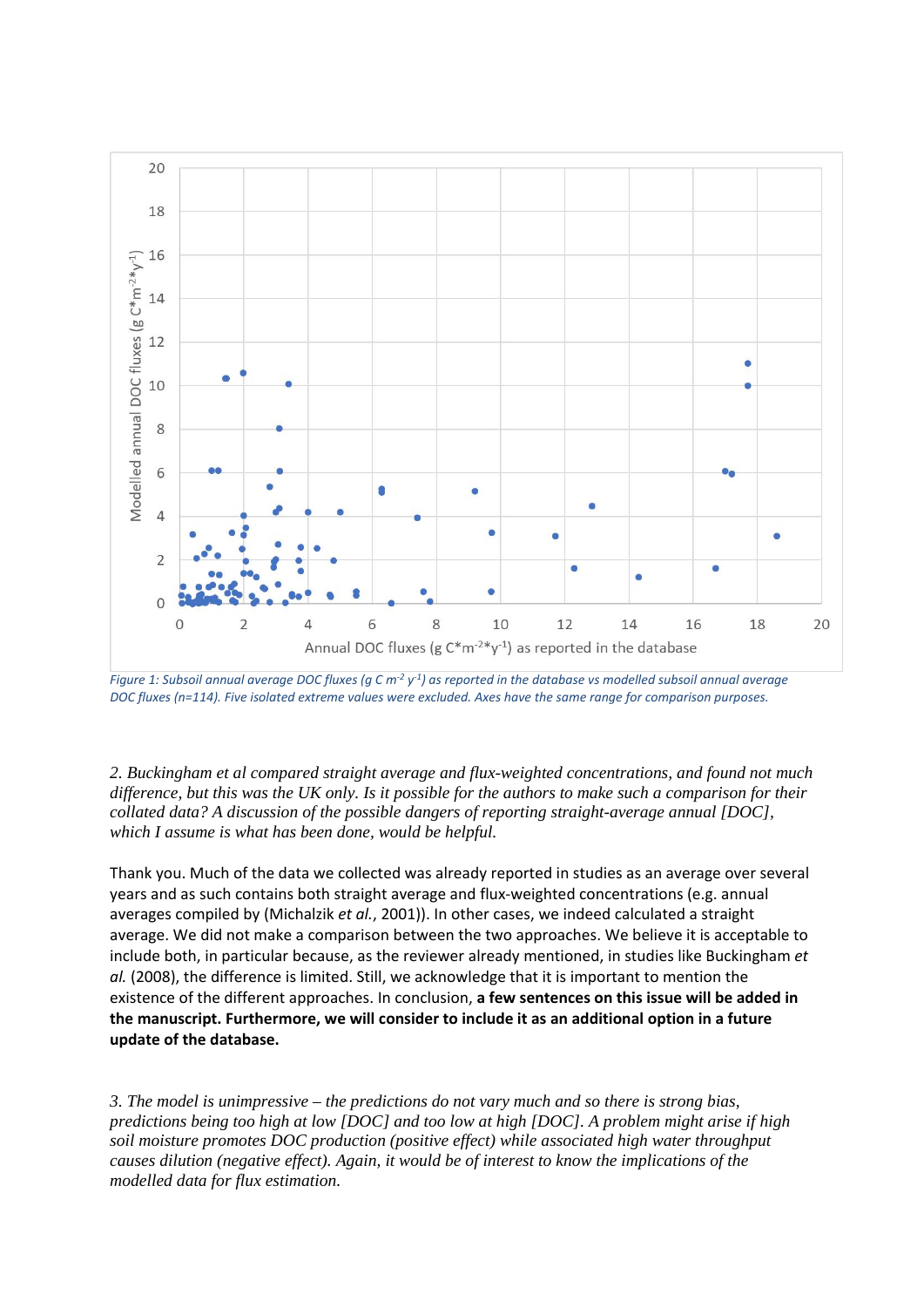*Figure 1: Subsoil annual average DOC fluxes (g C m$^{-2}$ y$^{-1}$) as reported in the database vs modelled subsoil annual average DOC fluxes (n=114). Five isolated extreme values were excluded. Axes have the same range for comparison purposes.*

*2. Buckingham et al compared straight average and flux-weighted concentrations, and found not much difference, but this was the UK only. Is it possible for the authors to make such a comparison for their collated data? A discussion of the possible dangers of reporting straight-average annual [DOC], which I assume is what has been done, would be helpful.*

Thank you. Much of the data we collected was already reported in studies as an average over several years and as such contains both straight average and flux-weighted concentrations (e.g. annual averages compiled by (Michalzik *et al.*, 2001)). In other cases, we indeed calculated a straight average. We did not make a comparison between the two approaches. We believe it is acceptable to include both, in particular because, as the reviewer already mentioned, in studies like Buckingham *et al.* (2008), the difference is limited. Still, we acknowledge that it is important to mention the existence of the different approaches. In conclusion, **a few sentences on this issue will be added in the manuscript. Furthermore, we will consider to include it as an additional option in a future update of the database.**

*3. The model is unimpressive – the predictions do not vary much and so there is strong bias, predictions being too high at low [DOC] and too low at high [DOC]. A problem might arise if high soil moisture promotes DOC production (positive effect) while associated high water throughput causes dilution (negative effect). Again, it would be of interest to know the implications of the modelled data for flux estimation.*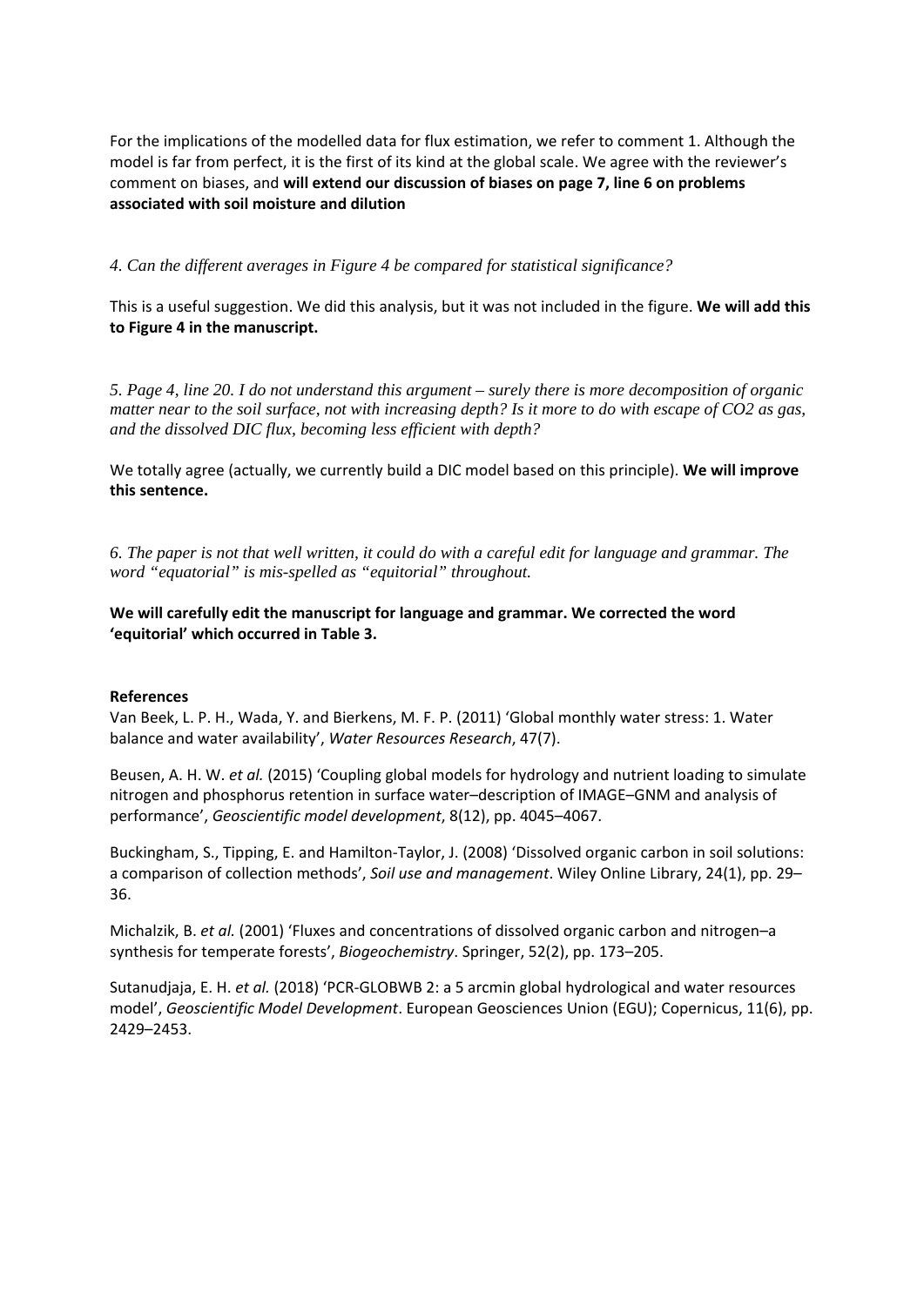For the implications of the modelled data for flux estimation, we refer to comment 1. Although the model is far from perfect, it is the first of its kind at the global scale. We agree with the reviewer's comment on biases, and **will extend our discussion of biases on page 7, line 6 on problems associated with soil moisture and dilution**

*4. Can the different averages in Figure 4 be compared for statistical significance?*

This is a useful suggestion. We did this analysis, but it was not included in the figure. **We will add this to Figure 4 in the manuscript.**

*5. Page 4, line 20. I do not understand this argument – surely there is more decomposition of organic matter near to the soil surface, not with increasing depth? Is it more to do with escape of CO2 as gas, and the dissolved DIC flux, becoming less efficient with depth?*

We totally agree (actually, we currently build a DIC model based on this principle). **We will improve this sentence.**

*6. The paper is not that well written, it could do with a careful edit for language and grammar. The word "equatorial" is mis-spelled as "equitorial" throughout.*

**We will carefully edit the manuscript for language and grammar. We corrected the word 'equitorial' which occurred in Table 3.**

**References**

Van Beek, L. P. H., Wada, Y. and Bierkens, M. F. P. (2011) 'Global monthly water stress: 1. Water balance and water availability', *Water Resources Research*, 47(7).

Beusen, A. H. W. *et al.* (2015) 'Coupling global models for hydrology and nutrient loading to simulate nitrogen and phosphorus retention in surface water–description of IMAGE–GNM and analysis of performance', *Geoscientific model development*, 8(12), pp. 4045–4067.

Buckingham, S., Tipping, E. and Hamilton-Taylor, J. (2008) 'Dissolved organic carbon in soil solutions: a comparison of collection methods', *Soil use and management*. Wiley Online Library, 24(1), pp. 29–36.

Michalzik, B. *et al.* (2001) 'Fluxes and concentrations of dissolved organic carbon and nitrogen–a synthesis for temperate forests', *Biogeochemistry*. Springer, 52(2), pp. 173–205.

Sutanudjaja, E. H. *et al.* (2018) 'PCR-GLOBWB 2: a 5 arcmin global hydrological and water resources model', *Geoscientific Model Development*. European Geosciences Union (EGU); Copernicus, 11(6), pp. 2429–2453.